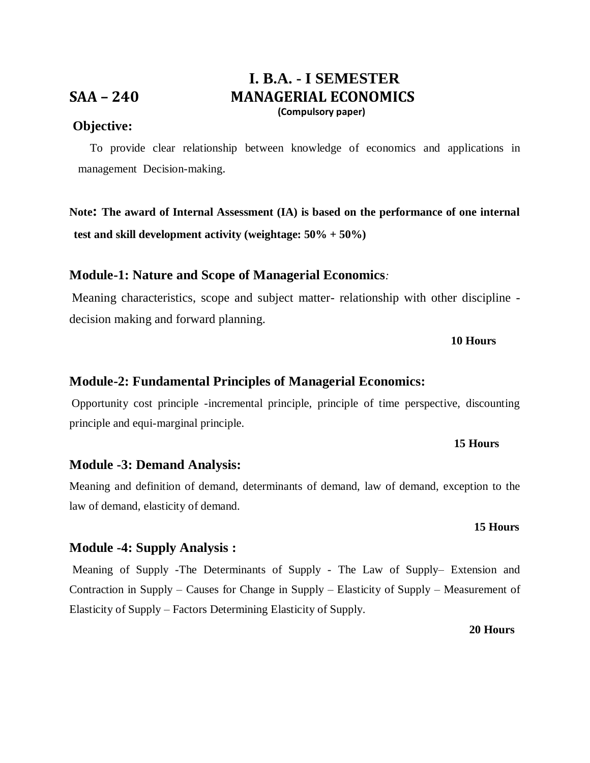# I. B.A. - I SEMESTER

## SAA – 240 MANAGERIAL ECONOMICS

**(Compulsory paper)**

**Objective:**

To provide clear relationship between knowledge of economics and applications in management Decision-making.

**Note: The award of Internal Assessment (IA) is based on the performance of one internal test and skill development activity (weightage: 50% + 50%)**

### Module-1: Nature and Scope of Managerial Economics*:*

Meaning characteristics, scope and subject matter- relationship with other discipline - decision making and forward planning.

**10 Hours**

### Module-2: Fundamental Principles of Managerial Economics:

Opportunity cost principle -incremental principle, principle of time perspective, discounting principle and equi-marginal principle.

**15 Hours**

### Module -3: Demand Analysis:

Meaning and definition of demand, determinants of demand, law of demand, exception to the law of demand, elasticity of demand.

**15 Hours**

### Module -4: Supply Analysis :

Meaning of Supply -The Determinants of Supply - The Law of Supply– Extension and Contraction in Supply – Causes for Change in Supply – Elasticity of Supply – Measurement of Elasticity of Supply – Factors Determining Elasticity of Supply.

**20 Hours**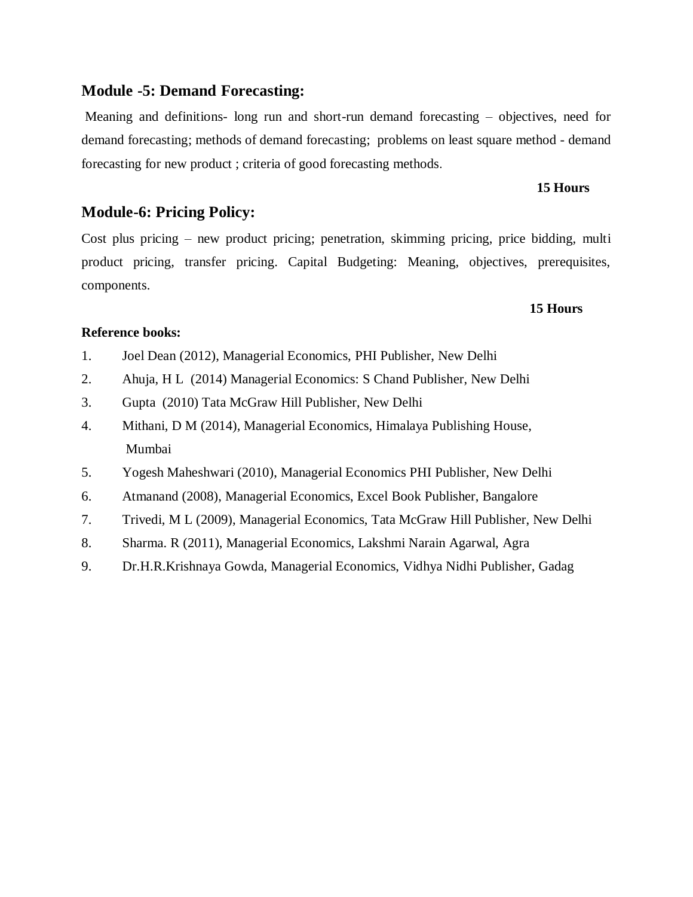## Module -5: Demand Forecasting:

Meaning and definitions- long run and short-run demand forecasting – objectives, need for demand forecasting; methods of demand forecasting; problems on least square method - demand forecasting for new product ; criteria of good forecasting methods.

**15 Hours**

## Module-6: Pricing Policy:

Cost plus pricing – new product pricing; penetration, skimming pricing, price bidding, multi product pricing, transfer pricing. Capital Budgeting: Meaning, objectives, prerequisites, components.

**15 Hours**

**Reference books:**

1. Joel Dean (2012), Managerial Economics, PHI Publisher, New Delhi
2. Ahuja, H L (2014) Managerial Economics: S Chand Publisher, New Delhi
3. Gupta (2010) Tata McGraw Hill Publisher, New Delhi
4. Mithani, D M (2014), Managerial Economics, Himalaya Publishing House, Mumbai
5. Yogesh Maheshwari (2010), Managerial Economics PHI Publisher, New Delhi
6. Atmanand (2008), Managerial Economics, Excel Book Publisher, Bangalore
7. Trivedi, M L (2009), Managerial Economics, Tata McGraw Hill Publisher, New Delhi
8. Sharma. R (2011), Managerial Economics, Lakshmi Narain Agarwal, Agra
9. Dr.H.R.Krishnaya Gowda, Managerial Economics, Vidhya Nidhi Publisher, Gadag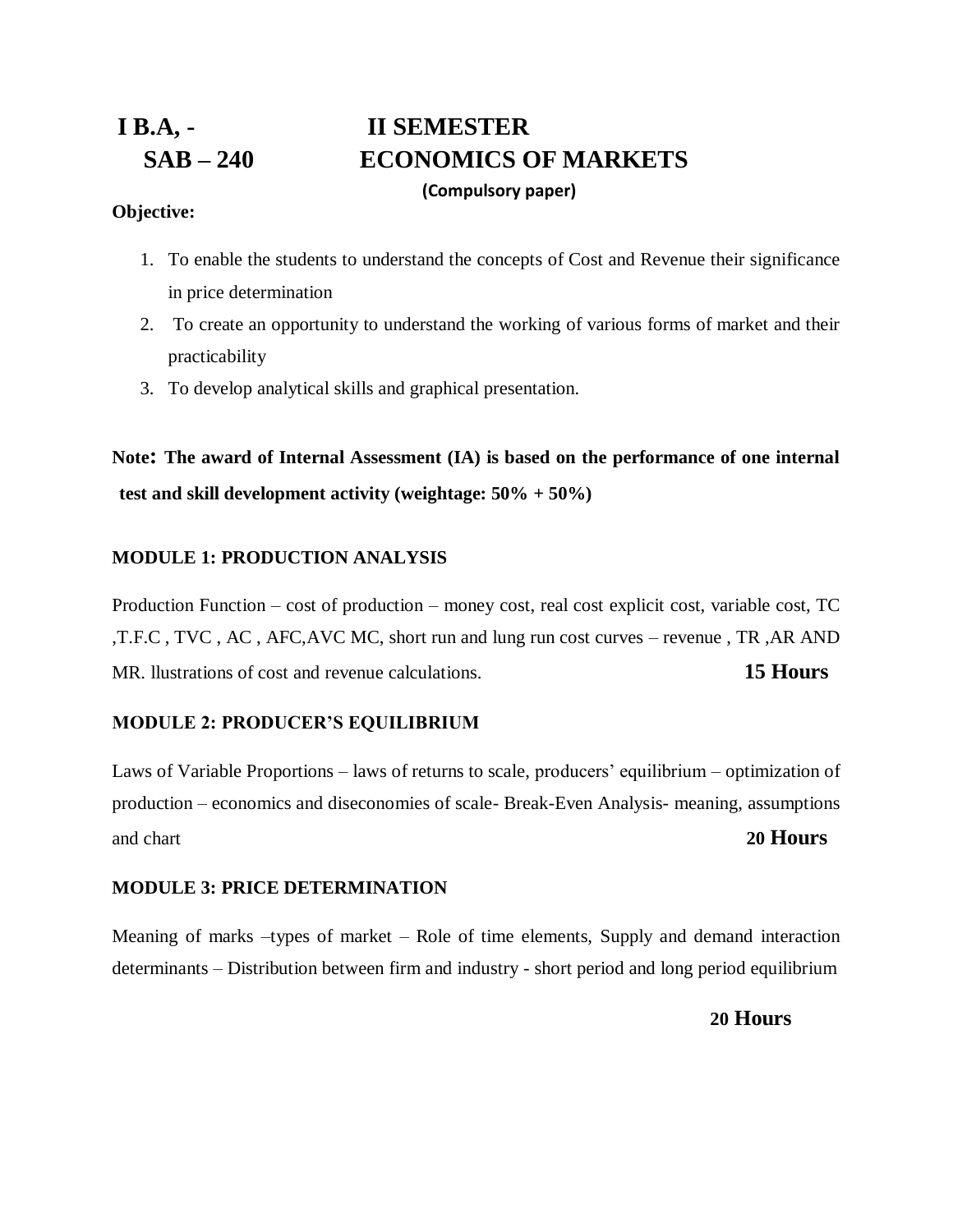# I B.A, - II SEMESTER

# SAB – 240 ECONOMICS OF MARKETS

**(Compulsory paper)**

**Objective:**

1. To enable the students to understand the concepts of Cost and Revenue their significance in price determination
2. To create an opportunity to understand the working of various forms of market and their practicability
3. To develop analytical skills and graphical presentation.

**Note: The award of Internal Assessment (IA) is based on the performance of one internal test and skill development activity (weightage: 50% + 50%)**

### MODULE 1: PRODUCTION ANALYSIS

Production Function – cost of production – money cost, real cost explicit cost, variable cost, TC ,T.F.C , TVC , AC , AFC,AVC MC, short run and lung run cost curves – revenue , TR ,AR AND MR. llustrations of cost and revenue calculations. **15 Hours**

### MODULE 2: PRODUCER'S EQUILIBRIUM

Laws of Variable Proportions – laws of returns to scale, producers' equilibrium – optimization of production – economics and diseconomies of scale- Break-Even Analysis- meaning, assumptions and chart **20 Hours**

### MODULE 3: PRICE DETERMINATION

Meaning of marks –types of market – Role of time elements, Supply and demand interaction determinants – Distribution between firm and industry - short period and long period equilibrium

**20 Hours**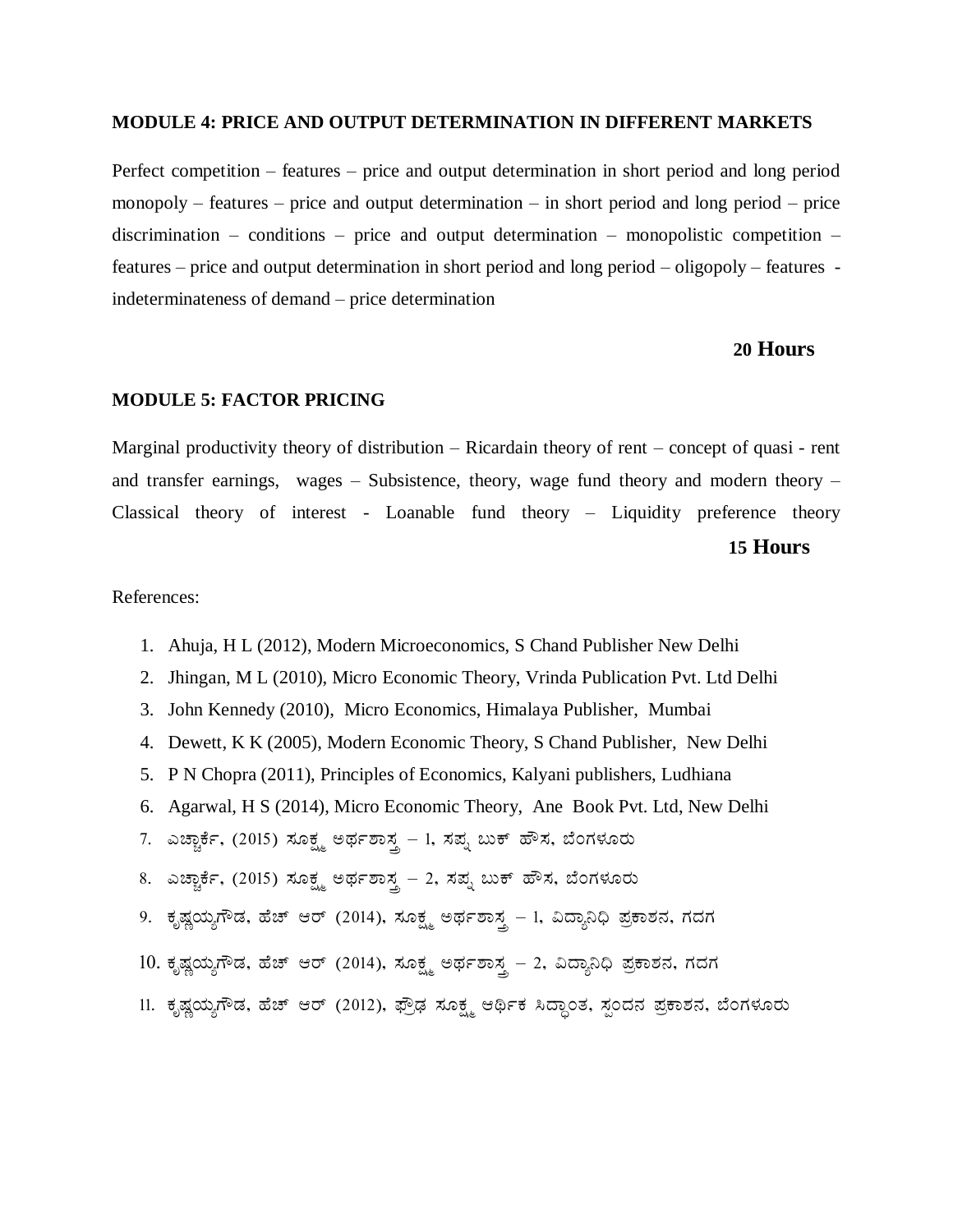**MODULE 4: PRICE AND OUTPUT DETERMINATION IN DIFFERENT MARKETS**

Perfect competition – features – price and output determination in short period and long period monopoly – features – price and output determination – in short period and long period – price discrimination – conditions – price and output determination – monopolistic competition – features – price and output determination in short period and long period – oligopoly – features - indeterminateness of demand – price determination

**20 Hours**

**MODULE 5: FACTOR PRICING**

Marginal productivity theory of distribution – Ricardain theory of rent – concept of quasi - rent and transfer earnings, wages – Subsistence, theory, wage fund theory and modern theory – Classical theory of interest - Loanable fund theory – Liquidity preference theory

**15 Hours**

References:

1. Ahuja, H L (2012), Modern Microeconomics, S Chand Publisher New Delhi
2. Jhingan, M L (2010), Micro Economic Theory, Vrinda Publication Pvt. Ltd Delhi
3. John Kennedy (2010), Micro Economics, Himalaya Publisher, Mumbai
4. Dewett, K K (2005), Modern Economic Theory, S Chand Publisher, New Delhi
5. P N Chopra (2011), Principles of Economics, Kalyani publishers, Ludhiana
6. Agarwal, H S (2014), Micro Economic Theory, Ane Book Pvt. Ltd, New Delhi
7. ಎಚ್ಚಾರ್ಕೆ, (2015) ಸೂಕ್ಷ್ಮ ಅರ್ಥಶಾಸ್ತ್ರ – 1, ಸಪ್ನ ಬುಕ್ ಹೌಸ, ಬೆಂಗಳೂರು
8. ಎಚ್ಚಾರ್ಕೆ, (2015) ಸೂಕ್ಷ್ಮ ಅರ್ಥಶಾಸ್ತ್ರ – 2, ಸಪ್ನ ಬುಕ್ ಹೌಸ, ಬೆಂಗಳೂರು
9. ಕೃಷ್ಣಯ್ಯಗೌಡ, ಹೆಚ್ ಆರ್ (2014), ಸೂಕ್ಷ್ಮ ಅರ್ಥಶಾಸ್ತ್ರ – 1, ವಿದ್ಯಾನಿಧಿ ಪ್ರಕಾಶನ, ಗದಗ
10. ಕೃಷ್ಣಯ್ಯಗೌಡ, ಹೆಚ್ ಆರ್ (2014), ಸೂಕ್ಷ್ಮ ಅರ್ಥಶಾಸ್ತ್ರ – 2, ವಿದ್ಯಾನಿಧಿ ಪ್ರಕಾಶನ, ಗದಗ
11. ಕೃಷ್ಣಯ್ಯಗೌಡ, ಹೆಚ್ ಆರ್ (2012), ಪ್ರೌಢ ಸೂಕ್ಷ್ಮ ಆರ್ಥಿಕ ಸಿದ್ಧಾಂತ, ಸ್ಪಂದನ ಪ್ರಕಾಶನ, ಬೆಂಗಳೂರು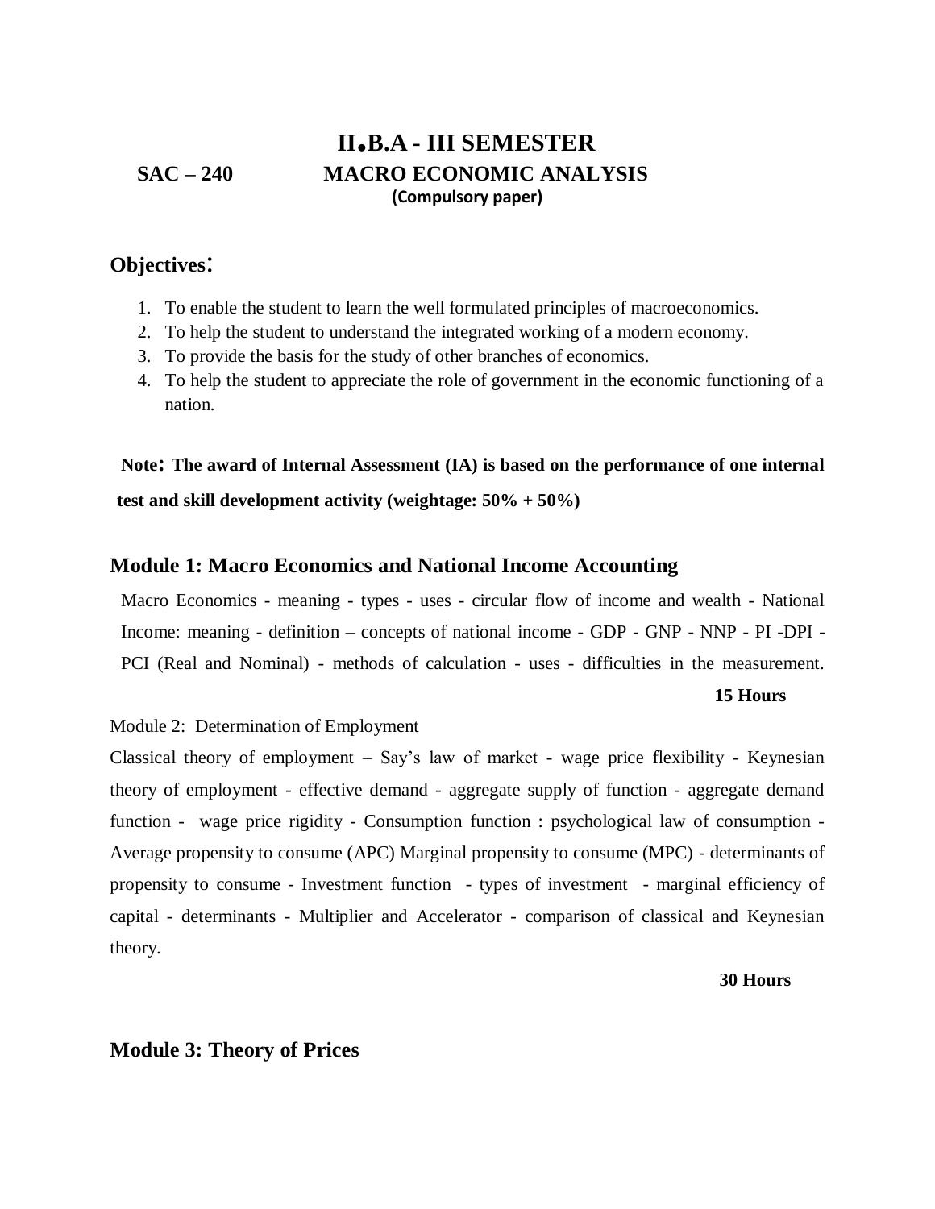# II.B.A - III SEMESTER

## SAC – 240 MACRO ECONOMIC ANALYSIS

**(Compulsory paper)**

## Objectives:

1. To enable the student to learn the well formulated principles of macroeconomics.
2. To help the student to understand the integrated working of a modern economy.
3. To provide the basis for the study of other branches of economics.
4. To help the student to appreciate the role of government in the economic functioning of a nation.

**Note: The award of Internal Assessment (IA) is based on the performance of one internal test and skill development activity (weightage: 50% + 50%)**

### Module 1: Macro Economics and National Income Accounting

Macro Economics - meaning - types - uses - circular flow of income and wealth - National Income: meaning - definition – concepts of national income - GDP - GNP - NNP - PI -DPI - PCI (Real and Nominal) - methods of calculation - uses - difficulties in the measurement.

**15 Hours**

Module 2: Determination of Employment

Classical theory of employment – Say's law of market - wage price flexibility - Keynesian theory of employment - effective demand - aggregate supply of function - aggregate demand function - wage price rigidity - Consumption function : psychological law of consumption - Average propensity to consume (APC) Marginal propensity to consume (MPC) - determinants of propensity to consume - Investment function - types of investment - marginal efficiency of capital - determinants - Multiplier and Accelerator - comparison of classical and Keynesian theory.

**30 Hours**

### Module 3: Theory of Prices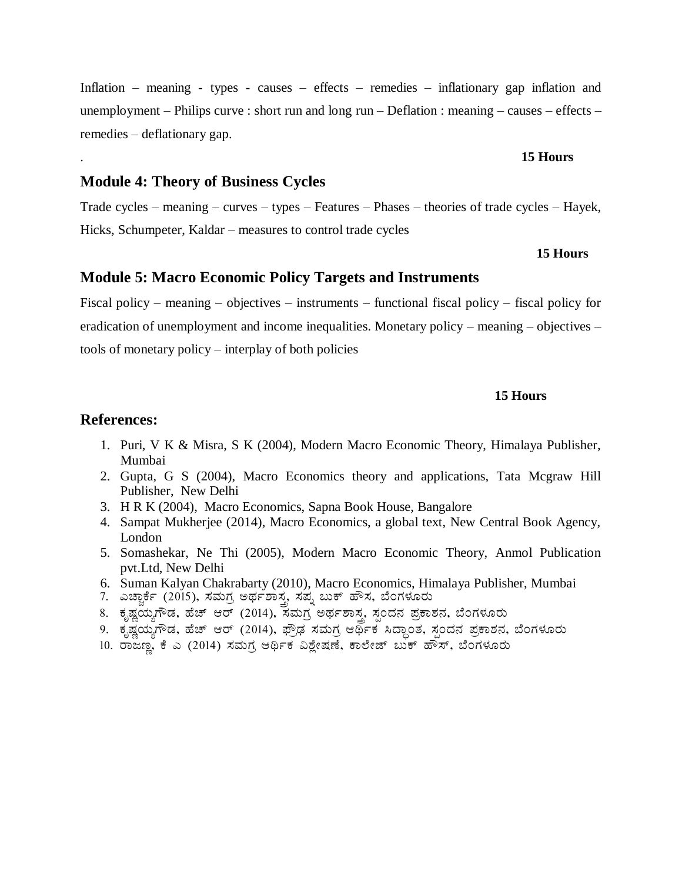Inflation – meaning - types - causes – effects – remedies – inflationary gap inflation and unemployment – Philips curve : short run and long run – Deflation : meaning – causes – effects – remedies – deflationary gap.

. **15 Hours**

## Module 4: Theory of Business Cycles

Trade cycles – meaning – curves – types – Features – Phases – theories of trade cycles – Hayek, Hicks, Schumpeter, Kaldar – measures to control trade cycles

**15 Hours**

## Module 5: Macro Economic Policy Targets and Instruments

Fiscal policy – meaning – objectives – instruments – functional fiscal policy – fiscal policy for eradication of unemployment and income inequalities. Monetary policy – meaning – objectives – tools of monetary policy – interplay of both policies

**15 Hours**

## References:

1. Puri, V K & Misra, S K (2004), Modern Macro Economic Theory, Himalaya Publisher, Mumbai
2. Gupta, G S (2004), Macro Economics theory and applications, Tata Mcgraw Hill Publisher, New Delhi
3. H R K (2004), Macro Economics, Sapna Book House, Bangalore
4. Sampat Mukherjee (2014), Macro Economics, a global text, New Central Book Agency, London
5. Somashekar, Ne Thi (2005), Modern Macro Economic Theory, Anmol Publication pvt.Ltd, New Delhi
6. Suman Kalyan Chakrabarty (2010), Macro Economics, Himalaya Publisher, Mumbai
7. ಎಚ್ಚಾರ್ಕೆ (2015), ಸಮಗ್ರ ಅರ್ಥಶಾಸ್ತ್ರ, ಸಪ್ನ ಬುಕ್ ಹೌಸ, ಬೆಂಗಳೂರು
8. ಕೃಷ್ಣಯ್ಯಗೌಡ, ಹೆಚ್ ಆರ್ (2014), ಸಮಗ್ರ ಅರ್ಥಶಾಸ್ತ್ರ, ಸ್ಪಂದನ ಪ್ರಕಾಶನ, ಬೆಂಗಳೂರು
9. ಕೃಷ್ಣಯ್ಯಗೌಡ, ಹೆಚ್ ಆರ್ (2014), ಪ್ರೌಢ ಸಮಗ್ರ ಆರ್ಥಿಕ ಸಿದ್ಧಾಂತ, ಸ್ಪಂದನ ಪ್ರಕಾಶನ, ಬೆಂಗಳೂರು
10. ರಾಜಣ್ಣ, ಕೆ ಎ (2014) ಸಮಗ್ರ ಆರ್ಥಿಕ ವಿಶ್ಲೇಷಣೆ, ಕಾಲೇಜ್ ಬುಕ್ ಹೌಸ್, ಬೆಂಗಳೂರು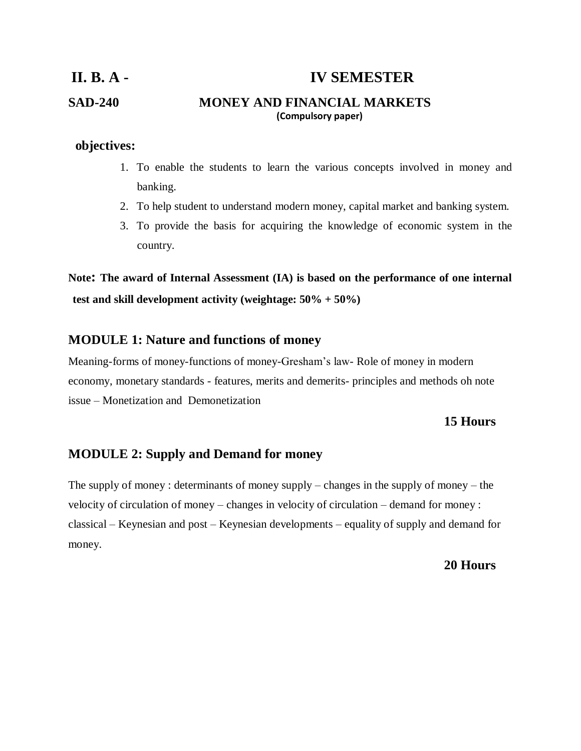# II. B. A - IV SEMESTER

## SAD-240 MONEY AND FINANCIAL MARKETS

**(Compulsory paper)**

**objectives:**

1. To enable the students to learn the various concepts involved in money and banking.
2. To help student to understand modern money, capital market and banking system.
3. To provide the basis for acquiring the knowledge of economic system in the country.

**Note: The award of Internal Assessment (IA) is based on the performance of one internal test and skill development activity (weightage: 50% + 50%)**

### MODULE 1: Nature and functions of money

Meaning-forms of money-functions of money-Gresham's law- Role of money in modern economy, monetary standards - features, merits and demerits- principles and methods oh note issue – Monetization and Demonetization

**15 Hours**

### MODULE 2: Supply and Demand for money

The supply of money : determinants of money supply – changes in the supply of money – the velocity of circulation of money – changes in velocity of circulation – demand for money : classical – Keynesian and post – Keynesian developments – equality of supply and demand for money.

**20 Hours**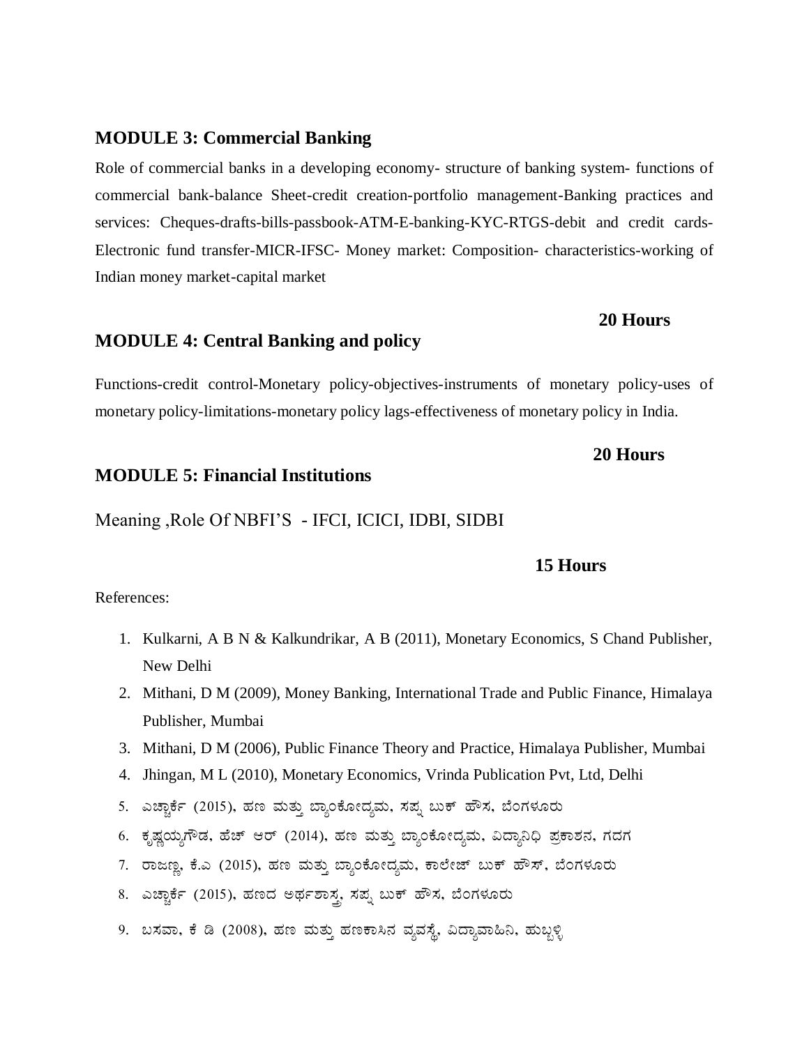## MODULE 3: Commercial Banking

Role of commercial banks in a developing economy- structure of banking system- functions of commercial bank-balance Sheet-credit creation-portfolio management-Banking practices and services: Cheques-drafts-bills-passbook-ATM-E-banking-KYC-RTGS-debit and credit cards-Electronic fund transfer-MICR-IFSC- Money market: Composition- characteristics-working of Indian money market-capital market

**20 Hours**

## MODULE 4: Central Banking and policy

Functions-credit control-Monetary policy-objectives-instruments of monetary policy-uses of monetary policy-limitations-monetary policy lags-effectiveness of monetary policy in India.

**20 Hours**

## MODULE 5: Financial Institutions

Meaning ,Role Of NBFI'S - IFCI, ICICI, IDBI, SIDBI

**15 Hours**

References:

1. Kulkarni, A B N & Kalkundrikar, A B (2011), Monetary Economics, S Chand Publisher, New Delhi
2. Mithani, D M (2009), Money Banking, International Trade and Public Finance, Himalaya Publisher, Mumbai
3. Mithani, D M (2006), Public Finance Theory and Practice, Himalaya Publisher, Mumbai
4. Jhingan, M L (2010), Monetary Economics, Vrinda Publication Pvt, Ltd, Delhi
5. ಎಚ್ಚಾರ್ಕೆ (2015), ಹಣ ಮತ್ತು ಬ್ಯಾಂಕೋದ್ಯಮ, ಸಪ್ನ ಬುಕ್ ಹೌಸ, ಬೆಂಗಳೂರು
6. ಕೃಷ್ಣಯ್ಯಗೌಡ, ಹೆಚ್ ಆರ್ (2014), ಹಣ ಮತ್ತು ಬ್ಯಾಂಕೋದ್ಯಮ, ವಿದ್ಯಾನಿಧಿ ಪ್ರಕಾಶನ, ಗದಗ
7. ರಾಜಣ್ಣ, ಕೆ.ಎ (2015), ಹಣ ಮತ್ತು ಬ್ಯಾಂಕೋದ್ಯಮ, ಕಾಲೇಜ್ ಬುಕ್ ಹೌಸ್, ಬೆಂಗಳೂರು
8. ಎಚ್ಚಾರ್ಕೆ (2015), ಹಣದ ಅರ್ಥಶಾಸ್ತ್ರ, ಸಪ್ನ ಬುಕ್ ಹೌಸ, ಬೆಂಗಳೂರು
9. ಬಸವಾ, ಕೆ ಡಿ (2008), ಹಣ ಮತ್ತು ಹಣಕಾಸಿನ ವ್ಯವಸ್ಥೆ, ವಿದ್ಯಾವಾಹಿನಿ, ಹುಬ್ಬಳ್ಳಿ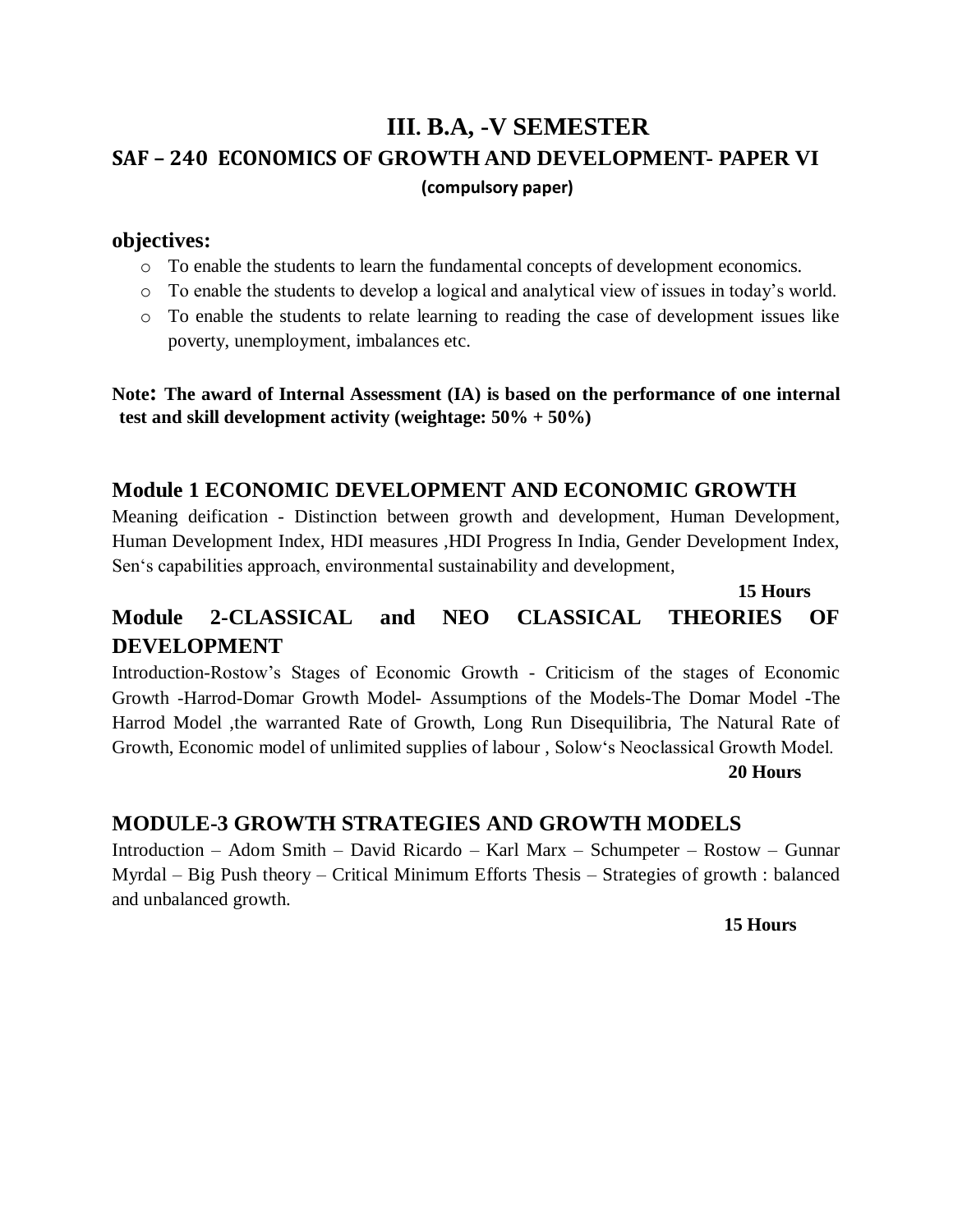# III. B.A, -V SEMESTER

## SAF – 240 ECONOMICS OF GROWTH AND DEVELOPMENT- PAPER VI

**(compulsory paper)**

**objectives:**

- To enable the students to learn the fundamental concepts of development economics.
- To enable the students to develop a logical and analytical view of issues in today's world.
- To enable the students to relate learning to reading the case of development issues like poverty, unemployment, imbalances etc.

**Note: The award of Internal Assessment (IA) is based on the performance of one internal test and skill development activity (weightage: 50% + 50%)**

### Module 1 ECONOMIC DEVELOPMENT AND ECONOMIC GROWTH

Meaning deification - Distinction between growth and development, Human Development, Human Development Index, HDI measures ,HDI Progress In India, Gender Development Index, Sen's capabilities approach, environmental sustainability and development,

**15 Hours**

### Module 2-CLASSICAL and NEO CLASSICAL THEORIES OF DEVELOPMENT

Introduction-Rostow's Stages of Economic Growth - Criticism of the stages of Economic Growth -Harrod-Domar Growth Model- Assumptions of the Models-The Domar Model -The Harrod Model ,the warranted Rate of Growth, Long Run Disequilibria, The Natural Rate of Growth, Economic model of unlimited supplies of labour , Solow's Neoclassical Growth Model.

**20 Hours**

### MODULE-3 GROWTH STRATEGIES AND GROWTH MODELS

Introduction – Adom Smith – David Ricardo – Karl Marx – Schumpeter – Rostow – Gunnar Myrdal – Big Push theory – Critical Minimum Efforts Thesis – Strategies of growth : balanced and unbalanced growth.

**15 Hours**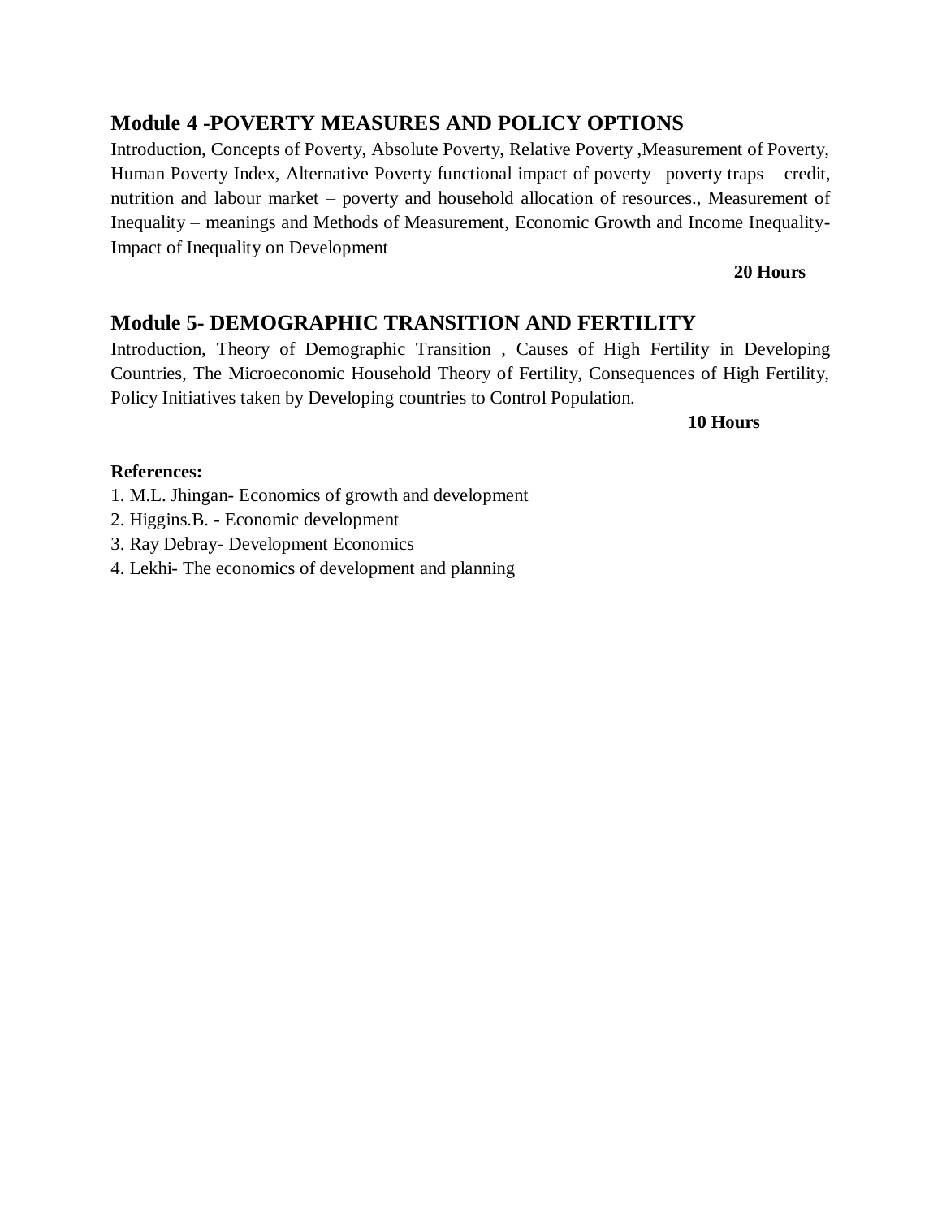## Module 4 -POVERTY MEASURES AND POLICY OPTIONS

Introduction, Concepts of Poverty, Absolute Poverty, Relative Poverty ,Measurement of Poverty, Human Poverty Index, Alternative Poverty functional impact of poverty –poverty traps – credit, nutrition and labour market – poverty and household allocation of resources., Measurement of Inequality – meanings and Methods of Measurement, Economic Growth and Income Inequality- Impact of Inequality on Development

**20 Hours**

## Module 5- DEMOGRAPHIC TRANSITION AND FERTILITY

Introduction, Theory of Demographic Transition , Causes of High Fertility in Developing Countries, The Microeconomic Household Theory of Fertility, Consequences of High Fertility, Policy Initiatives taken by Developing countries to Control Population.

**10 Hours**

**References:**

1. M.L. Jhingan- Economics of growth and development
2. Higgins.B. - Economic development
3. Ray Debray- Development Economics
4. Lekhi- The economics of development and planning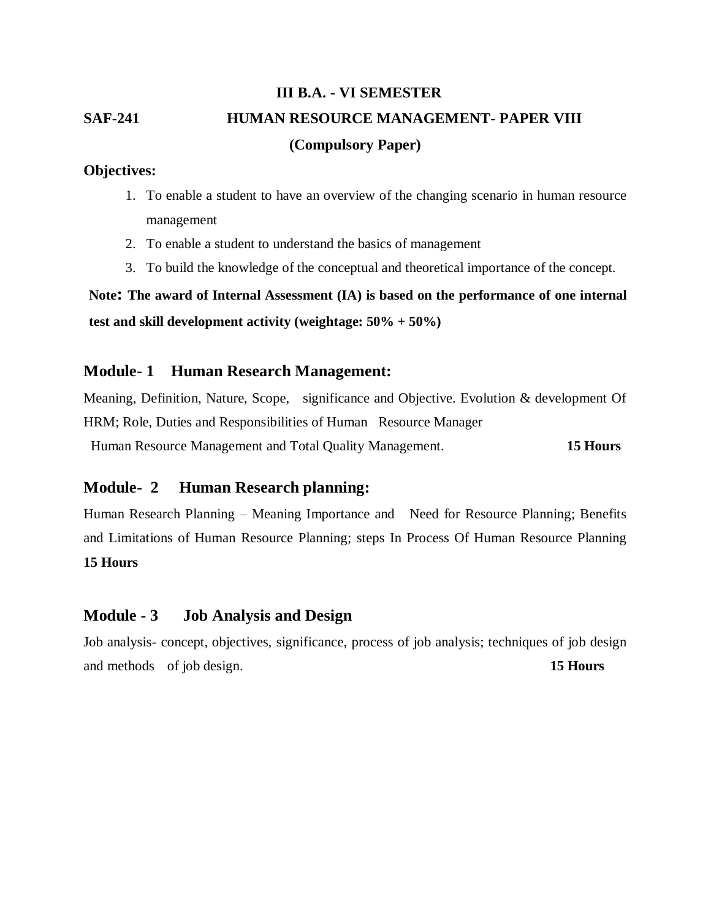**III B.A. - VI SEMESTER**

**SAF-241 HUMAN RESOURCE MANAGEMENT- PAPER VIII**

**(Compulsory Paper)**

**Objectives:**

1. To enable a student to have an overview of the changing scenario in human resource management
2. To enable a student to understand the basics of management
3. To build the knowledge of the conceptual and theoretical importance of the concept.

**Note: The award of Internal Assessment (IA) is based on the performance of one internal test and skill development activity (weightage: 50% + 50%)**

## Module- 1 Human Research Management:

Meaning, Definition, Nature, Scope, significance and Objective. Evolution & development Of HRM; Role, Duties and Responsibilities of Human Resource Manager

Human Resource Management and Total Quality Management. **15 Hours**

## Module- 2 Human Research planning:

Human Research Planning – Meaning Importance and Need for Resource Planning; Benefits and Limitations of Human Resource Planning; steps In Process Of Human Resource Planning **15 Hours**

## Module - 3 Job Analysis and Design

Job analysis- concept, objectives, significance, process of job analysis; techniques of job design and methods of job design. **15 Hours**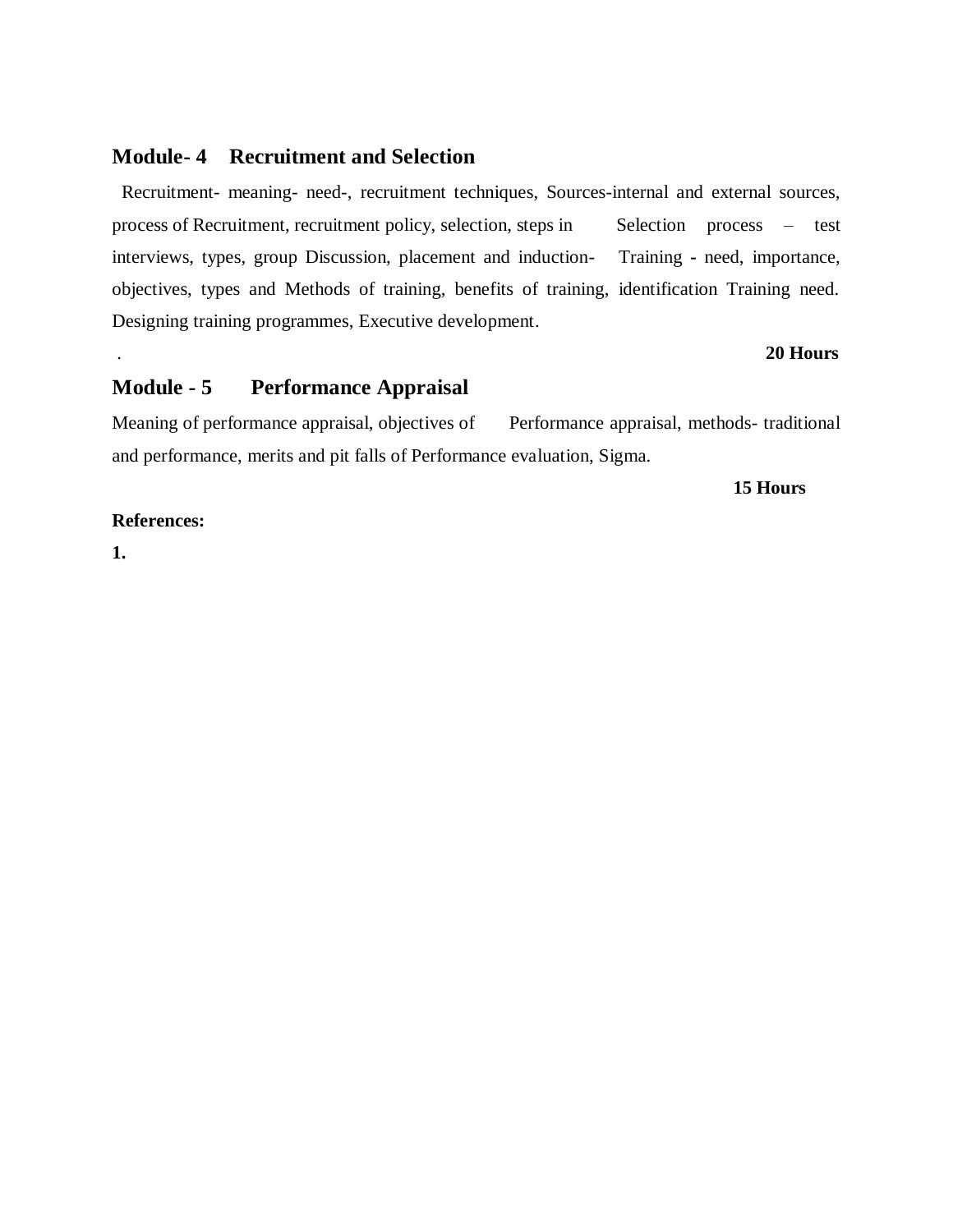## Module- 4 Recruitment and Selection

Recruitment- meaning- need-, recruitment techniques, Sources-internal and external sources, process of Recruitment, recruitment policy, selection, steps in Selection process – test interviews, types, group Discussion, placement and induction- Training - need, importance, objectives, types and Methods of training, benefits of training, identification Training need. Designing training programmes, Executive development.

.

**20 Hours**

## Module - 5 Performance Appraisal

Meaning of performance appraisal, objectives of Performance appraisal, methods- traditional and performance, merits and pit falls of Performance evaluation, Sigma.

**15 Hours**

**References:**

**1.**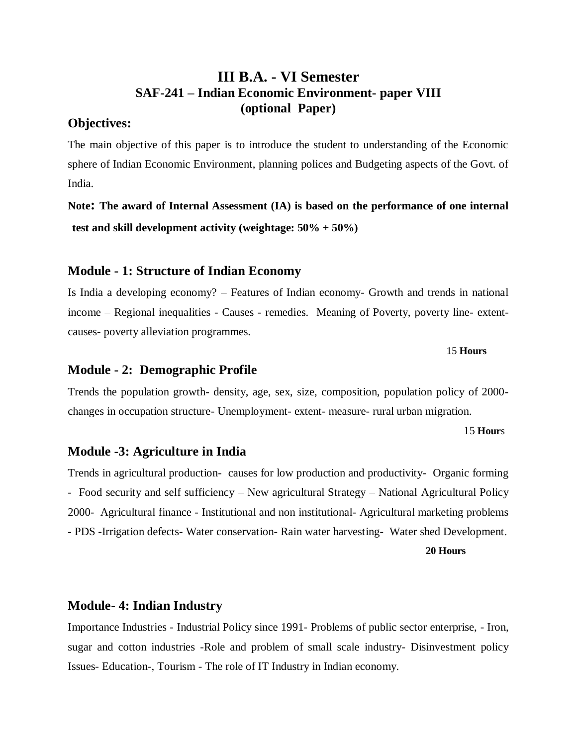# III B.A. - VI Semester

## SAF-241 – Indian Economic Environment- paper VIII
## (optional Paper)

### Objectives:

The main objective of this paper is to introduce the student to understanding of the Economic sphere of Indian Economic Environment, planning polices and Budgeting aspects of the Govt. of India.

**Note: The award of Internal Assessment (IA) is based on the performance of one internal test and skill development activity (weightage: 50% + 50%)**

### Module - 1: Structure of Indian Economy

Is India a developing economy? – Features of Indian economy- Growth and trends in national income – Regional inequalities - Causes - remedies. Meaning of Poverty, poverty line- extent-causes- poverty alleviation programmes.

15 **Hours**

### Module - 2: Demographic Profile

Trends the population growth- density, age, sex, size, composition, population policy of 2000-changes in occupation structure- Unemployment- extent- measure- rural urban migration.

15 **Hour**s

### Module -3: Agriculture in India

Trends in agricultural production- causes for low production and productivity- Organic forming - Food security and self sufficiency – New agricultural Strategy – National Agricultural Policy 2000- Agricultural finance - Institutional and non institutional- Agricultural marketing problems - PDS -Irrigation defects- Water conservation- Rain water harvesting- Water shed Development.

**20 Hours**

### Module- 4: Indian Industry

Importance Industries - Industrial Policy since 1991- Problems of public sector enterprise, - Iron, sugar and cotton industries -Role and problem of small scale industry- Disinvestment policy Issues- Education-, Tourism - The role of IT Industry in Indian economy.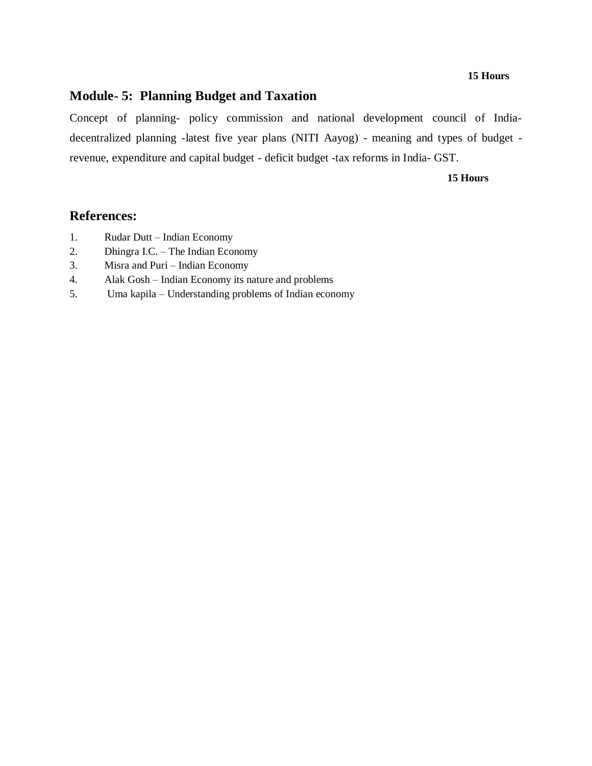**15 Hours**

## Module- 5: Planning Budget and Taxation

Concept of planning- policy commission and national development council of India- decentralized planning -latest five year plans (NITI Aayog) - meaning and types of budget - revenue, expenditure and capital budget - deficit budget -tax reforms in India- GST.

**15 Hours**

## References:

1. Rudar Dutt – Indian Economy
2. Dhingra I.C. – The Indian Economy
3. Misra and Puri – Indian Economy
4. Alak Gosh – Indian Economy its nature and problems
5. Uma kapila – Understanding problems of Indian economy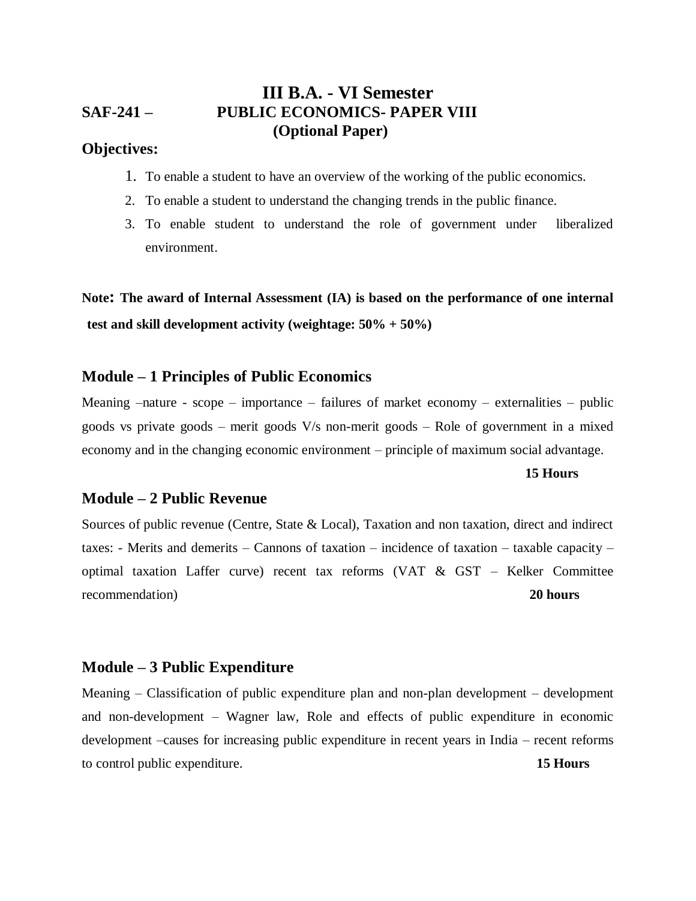# III B.A. - VI Semester

## SAF-241 – PUBLIC ECONOMICS- PAPER VIII (Optional Paper)

**Objectives:**

1. To enable a student to have an overview of the working of the public economics.
2. To enable a student to understand the changing trends in the public finance.
3. To enable student to understand the role of government under liberalized environment.

**Note: The award of Internal Assessment (IA) is based on the performance of one internal test and skill development activity (weightage: 50% + 50%)**

### Module – 1 Principles of Public Economics

Meaning –nature - scope – importance – failures of market economy – externalities – public goods vs private goods – merit goods V/s non-merit goods – Role of government in a mixed economy and in the changing economic environment – principle of maximum social advantage.

**15 Hours**

### Module – 2 Public Revenue

Sources of public revenue (Centre, State & Local), Taxation and non taxation, direct and indirect taxes: - Merits and demerits – Cannons of taxation – incidence of taxation – taxable capacity – optimal taxation Laffer curve) recent tax reforms (VAT & GST – Kelker Committee recommendation)

**20 hours**

### Module – 3 Public Expenditure

Meaning – Classification of public expenditure plan and non-plan development – development and non-development – Wagner law, Role and effects of public expenditure in economic development –causes for increasing public expenditure in recent years in India – recent reforms to control public expenditure.

**15 Hours**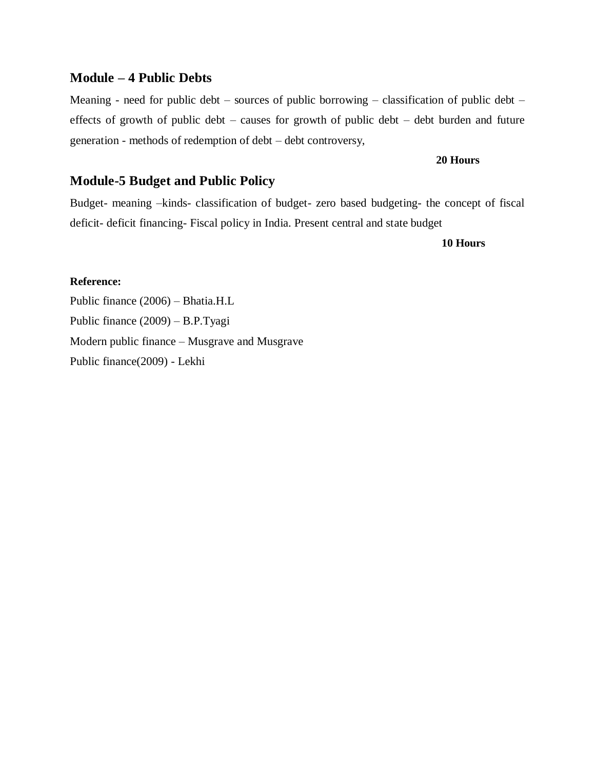## Module – 4 Public Debts

Meaning - need for public debt – sources of public borrowing – classification of public debt – effects of growth of public debt – causes for growth of public debt – debt burden and future generation - methods of redemption of debt – debt controversy,

**20 Hours**

## Module-5 Budget and Public Policy

Budget- meaning –kinds- classification of budget- zero based budgeting- the concept of fiscal deficit- deficit financing- Fiscal policy in India. Present central and state budget

**10 Hours**

**Reference:**

Public finance (2006) – Bhatia.H.L

Public finance (2009) – B.P.Tyagi

Modern public finance – Musgrave and Musgrave

Public finance(2009) - Lekhi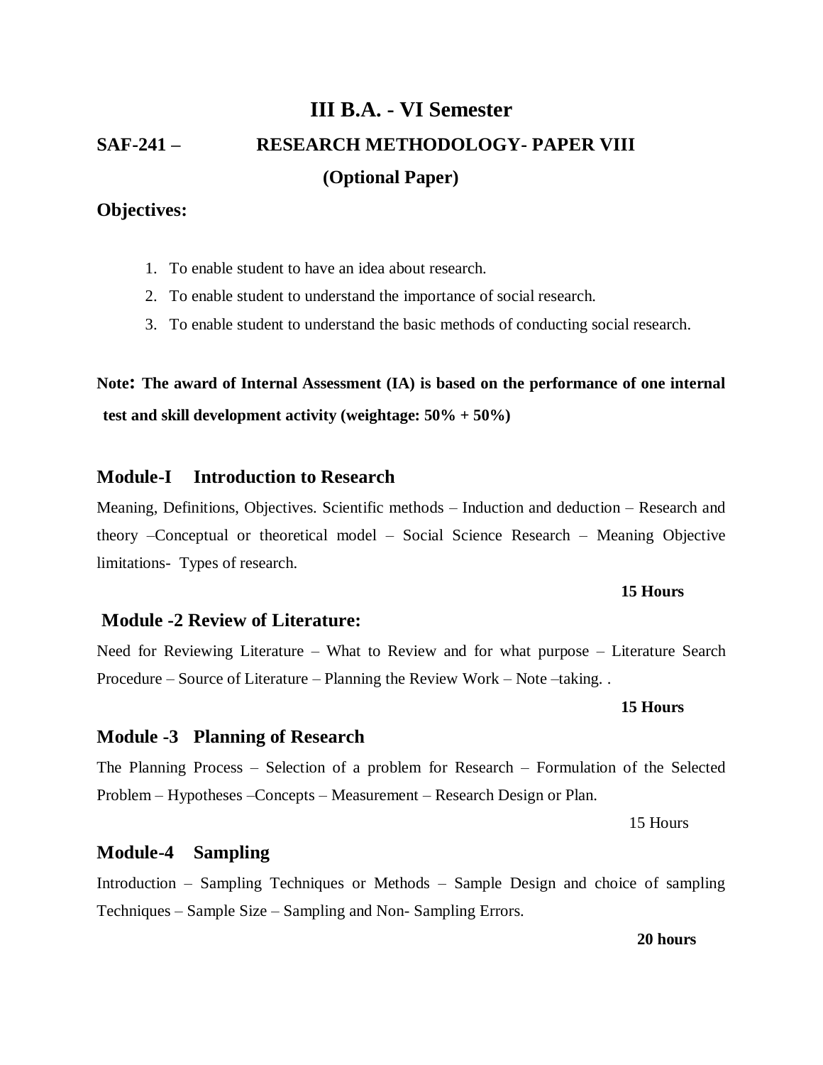# III B.A. - VI Semester

## SAF-241 – RESEARCH METHODOLOGY- PAPER VIII

### (Optional Paper)

**Objectives:**

1. To enable student to have an idea about research.
2. To enable student to understand the importance of social research.
3. To enable student to understand the basic methods of conducting social research.

**Note: The award of Internal Assessment (IA) is based on the performance of one internal test and skill development activity (weightage: 50% + 50%)**

### Module-I Introduction to Research

Meaning, Definitions, Objectives. Scientific methods – Induction and deduction – Research and theory –Conceptual or theoretical model – Social Science Research – Meaning Objective limitations- Types of research.

**15 Hours**

### Module -2 Review of Literature:

Need for Reviewing Literature – What to Review and for what purpose – Literature Search Procedure – Source of Literature – Planning the Review Work – Note –taking. .

**15 Hours**

### Module -3 Planning of Research

The Planning Process – Selection of a problem for Research – Formulation of the Selected Problem – Hypotheses –Concepts – Measurement – Research Design or Plan.

15 Hours

### Module-4 Sampling

Introduction – Sampling Techniques or Methods – Sample Design and choice of sampling Techniques – Sample Size – Sampling and Non- Sampling Errors.

**20 hours**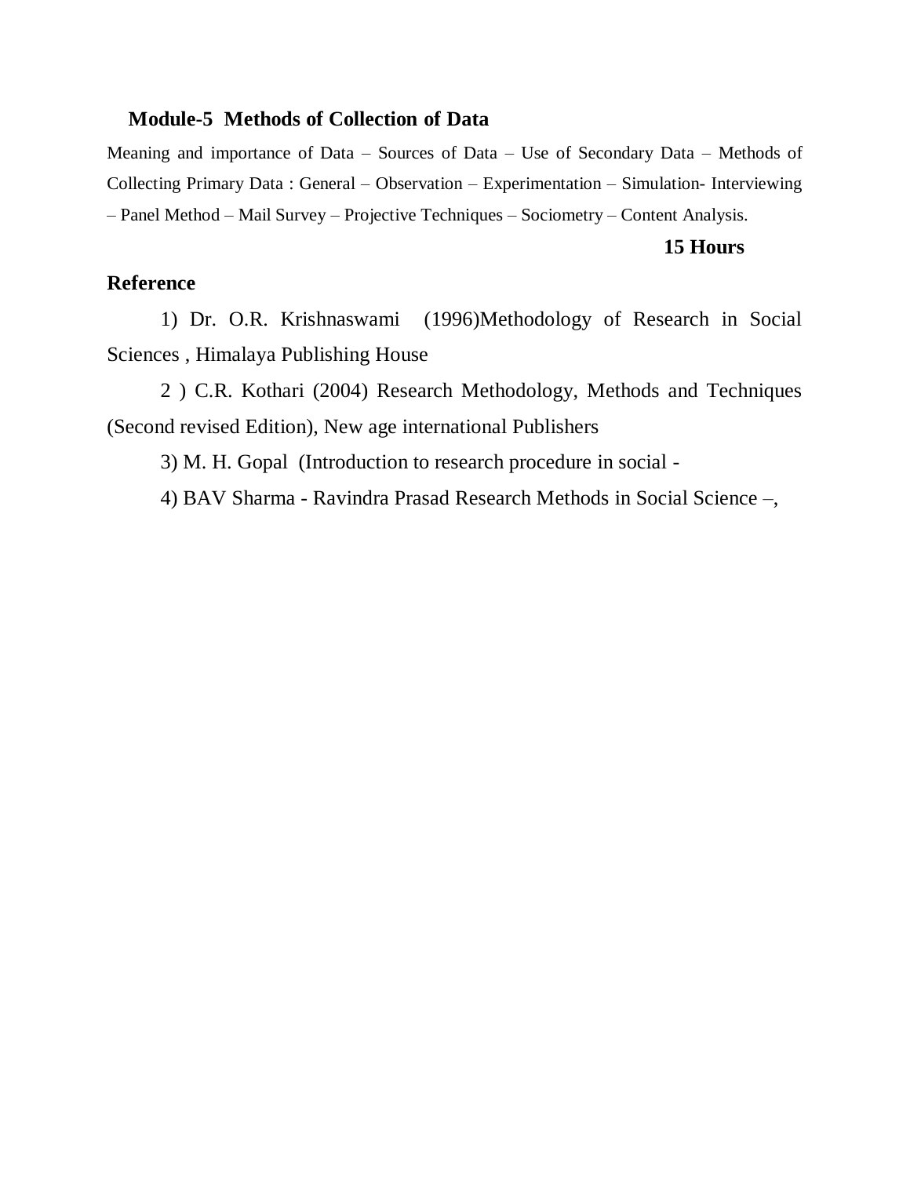### Module-5 Methods of Collection of Data

Meaning and importance of Data – Sources of Data – Use of Secondary Data – Methods of Collecting Primary Data : General – Observation – Experimentation – Simulation- Interviewing – Panel Method – Mail Survey – Projective Techniques – Sociometry – Content Analysis.

**15 Hours**

### Reference

1) Dr. O.R. Krishnaswami (1996)Methodology of Research in Social Sciences , Himalaya Publishing House

2 ) C.R. Kothari (2004) Research Methodology, Methods and Techniques (Second revised Edition), New age international Publishers

3) M. H. Gopal (Introduction to research procedure in social -

4) BAV Sharma - Ravindra Prasad Research Methods in Social Science –,